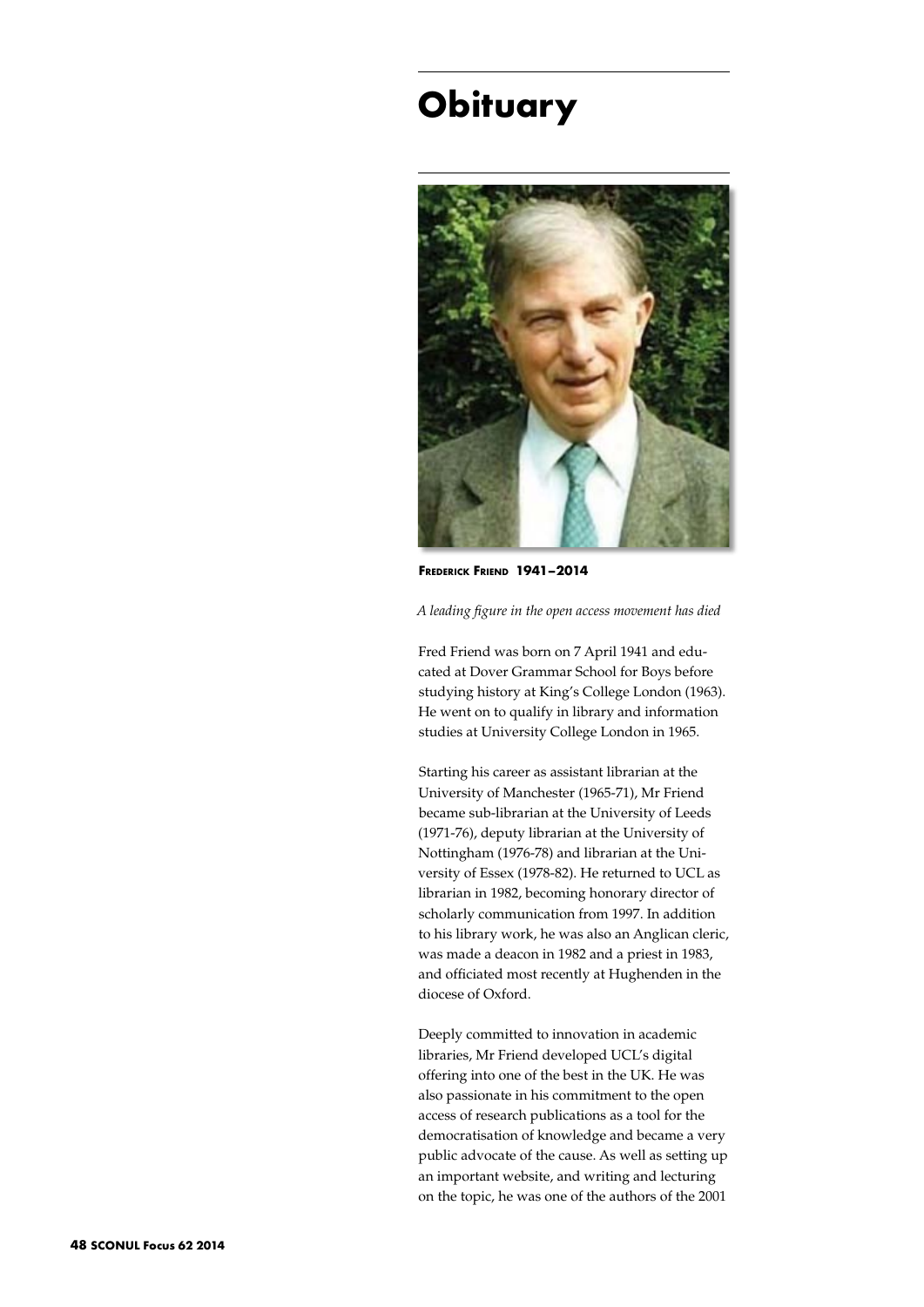# Obituary

**Frederick Friend 1941–2014**

*A leading figure in the open access movement has died*

Fred Friend was born on 7 April 1941 and educated at Dover Grammar School for Boys before studying history at King's College London (1963). He went on to qualify in library and information studies at University College London in 1965.

Starting his career as assistant librarian at the University of Manchester (1965-71), Mr Friend became sub-librarian at the University of Leeds (1971-76), deputy librarian at the University of Nottingham (1976-78) and librarian at the University of Essex (1978-82). He returned to UCL as librarian in 1982, becoming honorary director of scholarly communication from 1997. In addition to his library work, he was also an Anglican cleric, was made a deacon in 1982 and a priest in 1983, and officiated most recently at Hughenden in the diocese of Oxford.

Deeply committed to innovation in academic libraries, Mr Friend developed UCL's digital offering into one of the best in the UK. He was also passionate in his commitment to the open access of research publications as a tool for the democratisation of knowledge and became a very public advocate of the cause. As well as setting up an important website, and writing and lecturing on the topic, he was one of the authors of the 2001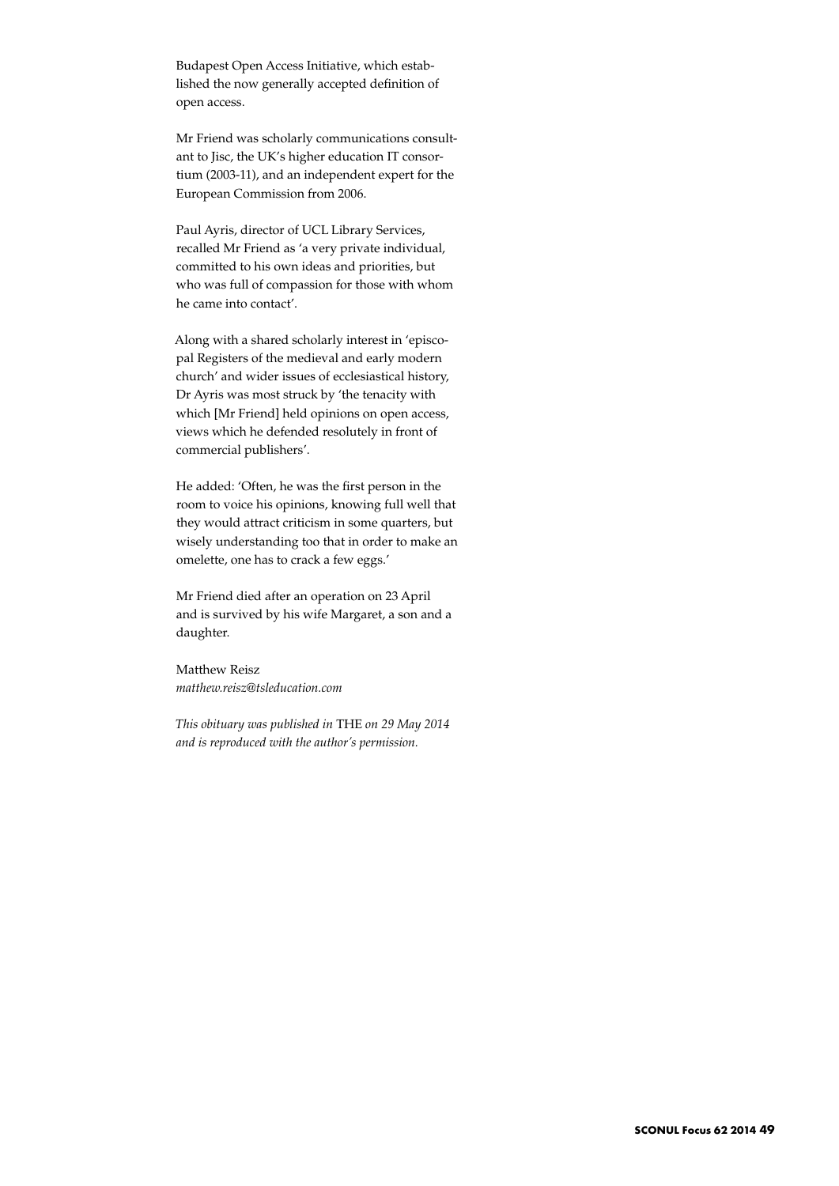Budapest Open Access Initiative, which established the now generally accepted definition of open access.

Mr Friend was scholarly communications consultant to Jisc, the UK's higher education IT consortium (2003-11), and an independent expert for the European Commission from 2006.

Paul Ayris, director of UCL Library Services, recalled Mr Friend as 'a very private individual, committed to his own ideas and priorities, but who was full of compassion for those with whom he came into contact'.

Along with a shared scholarly interest in 'episcopal Registers of the medieval and early modern church' and wider issues of ecclesiastical history, Dr Ayris was most struck by 'the tenacity with which [Mr Friend] held opinions on open access, views which he defended resolutely in front of commercial publishers'.

He added: 'Often, he was the first person in the room to voice his opinions, knowing full well that they would attract criticism in some quarters, but wisely understanding too that in order to make an omelette, one has to crack a few eggs.'

Mr Friend died after an operation on 23 April and is survived by his wife Margaret, a son and a daughter.

Matthew Reisz
*matthew.reisz@tsleducation.com*

*This obituary was published in* THE *on 29 May 2014 and is reproduced with the author's permission.*